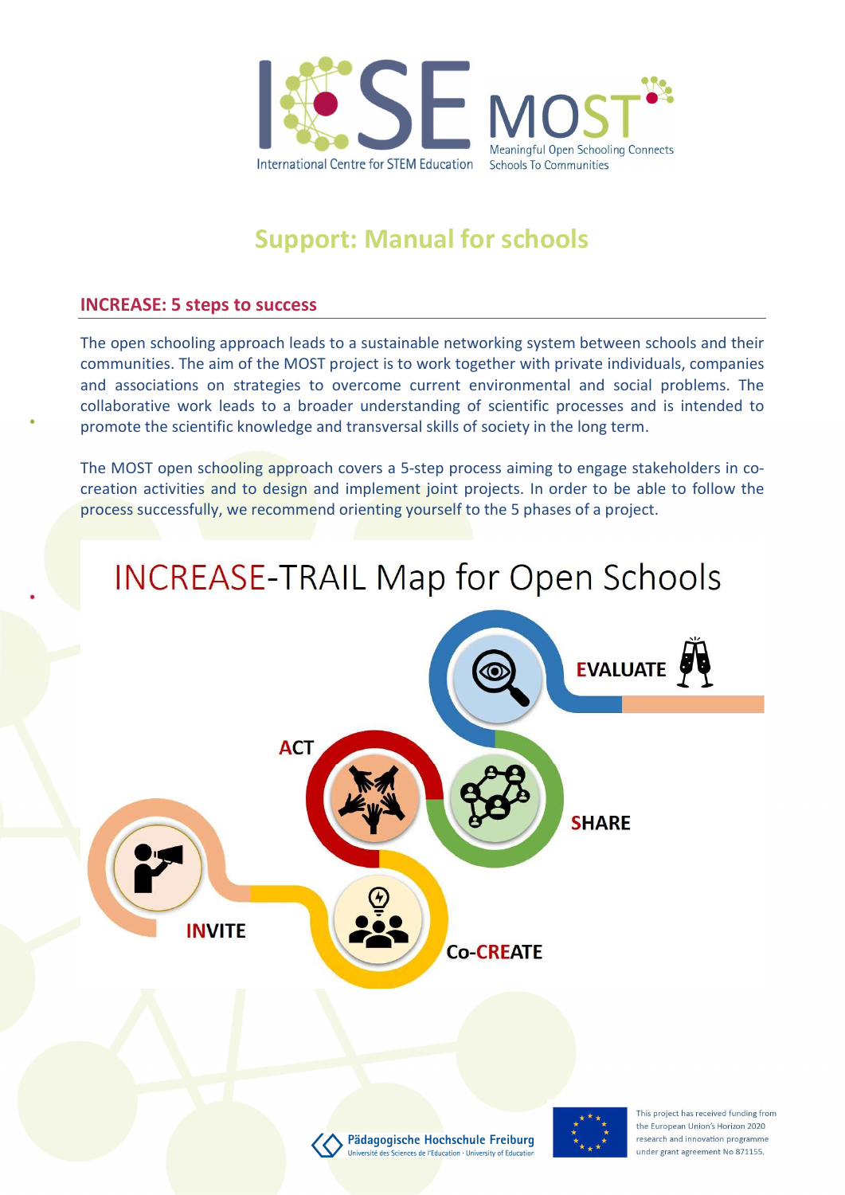# Support: Manual for schools

## INCREASE: 5 steps to success

The open schooling approach leads to a sustainable networking system between schools and their communities. The aim of the MOST project is to work together with private individuals, companies and associations on strategies to overcome current environmental and social problems. The collaborative work leads to a broader understanding of scientific processes and is intended to promote the scientific knowledge and transversal skills of society in the long term.

The MOST open schooling approach covers a 5-step process aiming to engage stakeholders in co-creation activities and to design and implement joint projects. In order to be able to follow the process successfully, we recommend orienting yourself to the 5 phases of a project.

## INCREASE-TRAIL Map for Open Schools

INVITE

Co-CREATE

ACT

SHARE

EVALUATE

This project has received funding from the European Union's Horizon 2020 research and innovation programme under grant agreement No 871155.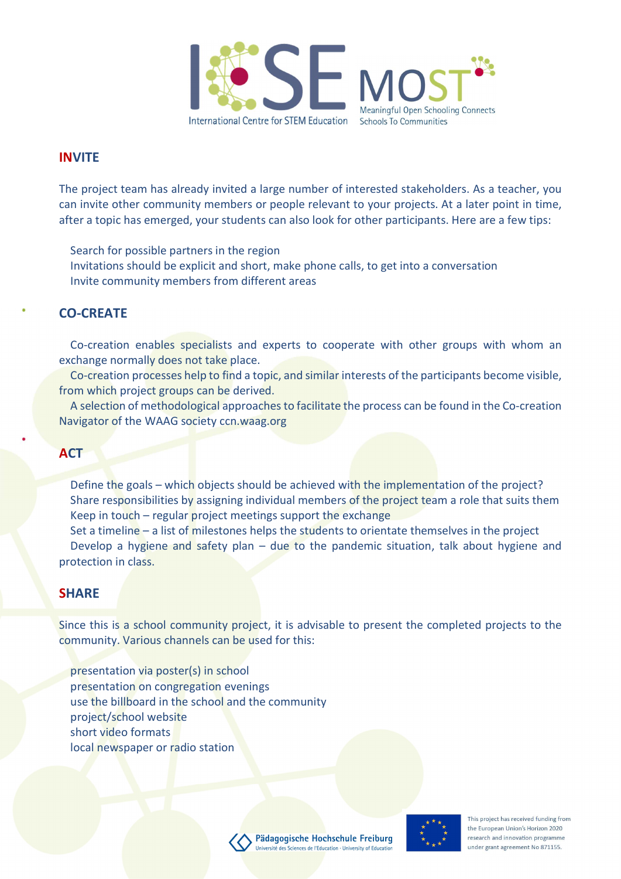## INVITE

The project team has already invited a large number of interested stakeholders. As a teacher, you can invite other community members or people relevant to your projects. At a later point in time, after a topic has emerged, your students can also look for other participants. Here are a few tips:

- Search for possible partners in the region
- Invitations should be explicit and short, make phone calls, to get into a conversation
- Invite community members from different areas

## CO-CREATE

- Co-creation enables specialists and experts to cooperate with other groups with whom an exchange normally does not take place.
- Co-creation processes help to find a topic, and similar interests of the participants become visible, from which project groups can be derived.
- A selection of methodological approaches to facilitate the process can be found in the Co-creation Navigator of the WAAG society ccn.waag.org

## ACT

- Define the goals – which objects should be achieved with the implementation of the project?
- Share responsibilities by assigning individual members of the project team a role that suits them
- Keep in touch – regular project meetings support the exchange
- Set a timeline – a list of milestones helps the students to orientate themselves in the project
- Develop a hygiene and safety plan – due to the pandemic situation, talk about hygiene and protection in class.

## SHARE

Since this is a school community project, it is advisable to present the completed projects to the community. Various channels can be used for this:

- presentation via poster(s) in school
- presentation on congregation evenings
- use the billboard in the school and the community
- project/school website
- short video formats
- local newspaper or radio station

This project has received funding from the European Union's Horizon 2020 research and innovation programme under grant agreement No 871155.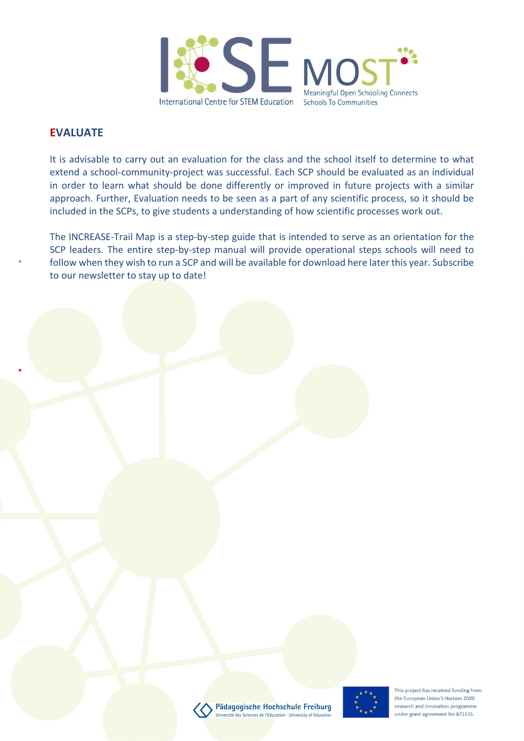## EVALUATE

It is advisable to carry out an evaluation for the class and the school itself to determine to what extend a school-community-project was successful. Each SCP should be evaluated as an individual in order to learn what should be done differently or improved in future projects with a similar approach. Further, Evaluation needs to be seen as a part of any scientific process, so it should be included in the SCPs, to give students a understanding of how scientific processes work out.

The INCREASE-Trail Map is a step-by-step guide that is intended to serve as an orientation for the SCP leaders. The entire step-by-step manual will provide operational steps schools will need to follow when they wish to run a SCP and will be available for download here later this year. Subscribe to our newsletter to stay up to date!

This project has received funding from the European Union's Horizon 2020 research and innovation programme under grant agreement No 871155.